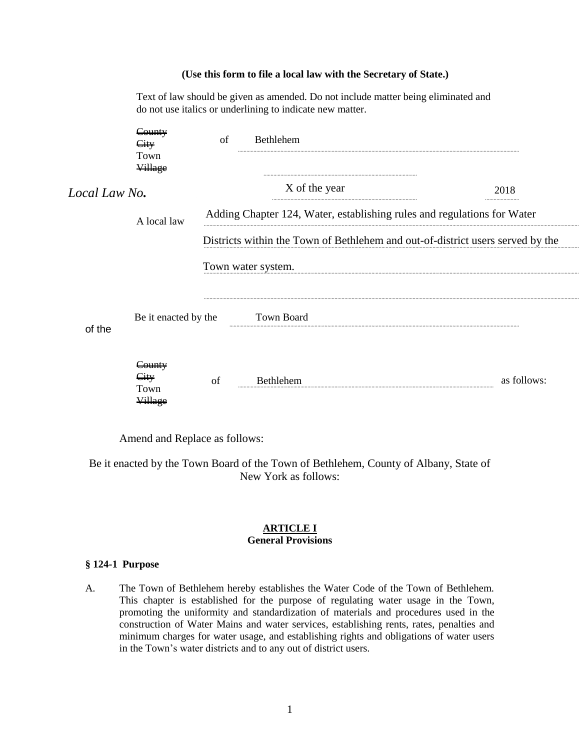**(Use this form to file a local law with the Secretary of State.)**

Text of law should be given as amended. Do not include matter being eliminated and do not use italics or underlining to indicate new matter.

~~County~~
~~City~~
Town
~~Village~~ of Bethlehem

*Local Law No.* X of the year 2018

A local law Adding Chapter 124, Water, establishing rules and regulations for Water Districts within the Town of Bethlehem and out-of-district users served by the Town water system.

Be it enacted by the Town Board of the

~~County~~
~~City~~
Town
~~Village~~ of Bethlehem as follows:

Amend and Replace as follows:

Be it enacted by the Town Board of the Town of Bethlehem, County of Albany, State of New York as follows:

## ARTICLE I
## General Provisions

### § 124-1 Purpose

A. The Town of Bethlehem hereby establishes the Water Code of the Town of Bethlehem. This chapter is established for the purpose of regulating water usage in the Town, promoting the uniformity and standardization of materials and procedures used in the construction of Water Mains and water services, establishing rents, rates, penalties and minimum charges for water usage, and establishing rights and obligations of water users in the Town's water districts and to any out of district users.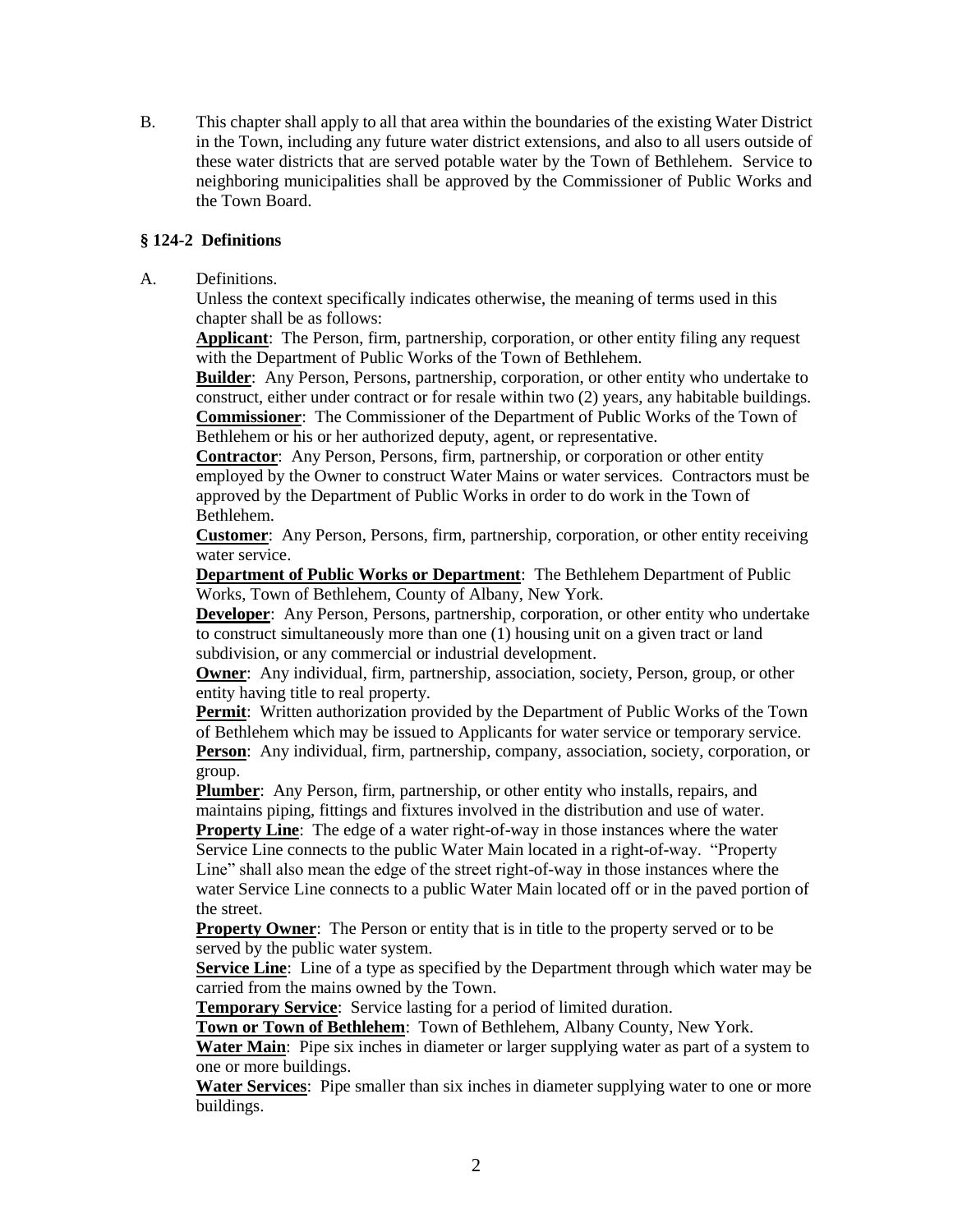B. This chapter shall apply to all that area within the boundaries of the existing Water District in the Town, including any future water district extensions, and also to all users outside of these water districts that are served potable water by the Town of Bethlehem. Service to neighboring municipalities shall be approved by the Commissioner of Public Works and the Town Board.

### § 124-2 Definitions

A. Definitions.

Unless the context specifically indicates otherwise, the meaning of terms used in this chapter shall be as follows:

**Applicant**: The Person, firm, partnership, corporation, or other entity filing any request with the Department of Public Works of the Town of Bethlehem.

**Builder**: Any Person, Persons, partnership, corporation, or other entity who undertake to construct, either under contract or for resale within two (2) years, any habitable buildings.

**Commissioner**: The Commissioner of the Department of Public Works of the Town of Bethlehem or his or her authorized deputy, agent, or representative.

**Contractor**: Any Person, Persons, firm, partnership, or corporation or other entity employed by the Owner to construct Water Mains or water services. Contractors must be approved by the Department of Public Works in order to do work in the Town of Bethlehem.

**Customer**: Any Person, Persons, firm, partnership, corporation, or other entity receiving water service.

**Department of Public Works or Department**: The Bethlehem Department of Public Works, Town of Bethlehem, County of Albany, New York.

**Developer**: Any Person, Persons, partnership, corporation, or other entity who undertake to construct simultaneously more than one (1) housing unit on a given tract or land subdivision, or any commercial or industrial development.

**Owner**: Any individual, firm, partnership, association, society, Person, group, or other entity having title to real property.

**Permit**: Written authorization provided by the Department of Public Works of the Town of Bethlehem which may be issued to Applicants for water service or temporary service.

**Person**: Any individual, firm, partnership, company, association, society, corporation, or group.

**Plumber**: Any Person, firm, partnership, or other entity who installs, repairs, and maintains piping, fittings and fixtures involved in the distribution and use of water.

**Property Line**: The edge of a water right-of-way in those instances where the water Service Line connects to the public Water Main located in a right-of-way. "Property Line" shall also mean the edge of the street right-of-way in those instances where the water Service Line connects to a public Water Main located off or in the paved portion of the street.

**Property Owner**: The Person or entity that is in title to the property served or to be served by the public water system.

**Service Line**: Line of a type as specified by the Department through which water may be carried from the mains owned by the Town.

**Temporary Service**: Service lasting for a period of limited duration.

**Town or Town of Bethlehem**: Town of Bethlehem, Albany County, New York.

**Water Main**: Pipe six inches in diameter or larger supplying water as part of a system to one or more buildings.

**Water Services**: Pipe smaller than six inches in diameter supplying water to one or more buildings.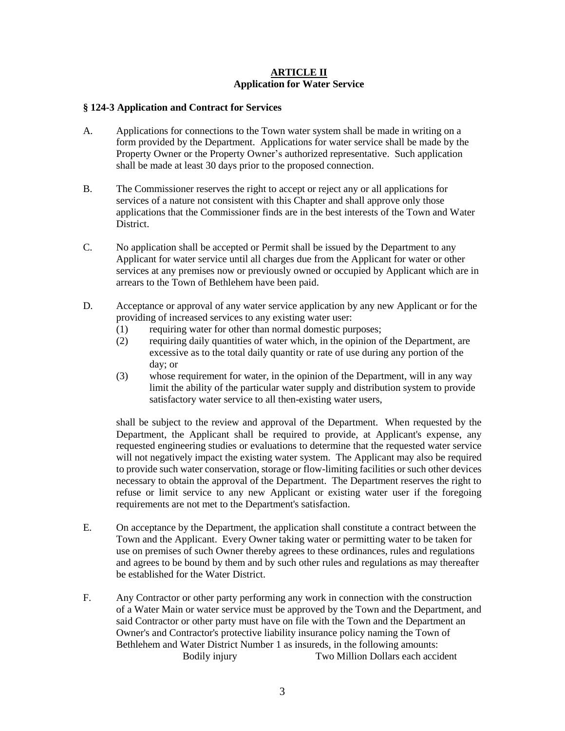## ARTICLE II
**Application for Water Service**

### § 124-3 Application and Contract for Services

A. Applications for connections to the Town water system shall be made in writing on a form provided by the Department. Applications for water service shall be made by the Property Owner or the Property Owner's authorized representative. Such application shall be made at least 30 days prior to the proposed connection.

B. The Commissioner reserves the right to accept or reject any or all applications for services of a nature not consistent with this Chapter and shall approve only those applications that the Commissioner finds are in the best interests of the Town and Water District.

C. No application shall be accepted or Permit shall be issued by the Department to any Applicant for water service until all charges due from the Applicant for water or other services at any premises now or previously owned or occupied by Applicant which are in arrears to the Town of Bethlehem have been paid.

D. Acceptance or approval of any water service application by any new Applicant or for the providing of increased services to any existing water user:
   (1) requiring water for other than normal domestic purposes;
   (2) requiring daily quantities of water which, in the opinion of the Department, are excessive as to the total daily quantity or rate of use during any portion of the day; or
   (3) whose requirement for water, in the opinion of the Department, will in any way limit the ability of the particular water supply and distribution system to provide satisfactory water service to all then-existing water users,

   shall be subject to the review and approval of the Department. When requested by the Department, the Applicant shall be required to provide, at Applicant's expense, any requested engineering studies or evaluations to determine that the requested water service will not negatively impact the existing water system. The Applicant may also be required to provide such water conservation, storage or flow-limiting facilities or such other devices necessary to obtain the approval of the Department. The Department reserves the right to refuse or limit service to any new Applicant or existing water user if the foregoing requirements are not met to the Department's satisfaction.

E. On acceptance by the Department, the application shall constitute a contract between the Town and the Applicant. Every Owner taking water or permitting water to be taken for use on premises of such Owner thereby agrees to these ordinances, rules and regulations and agrees to be bound by them and by such other rules and regulations as may thereafter be established for the Water District.

F. Any Contractor or other party performing any work in connection with the construction of a Water Main or water service must be approved by the Town and the Department, and said Contractor or other party must have on file with the Town and the Department an Owner's and Contractor's protective liability insurance policy naming the Town of Bethlehem and Water District Number 1 as insureds, in the following amounts:

| | |
|---|---|
| Bodily injury | Two Million Dollars each accident |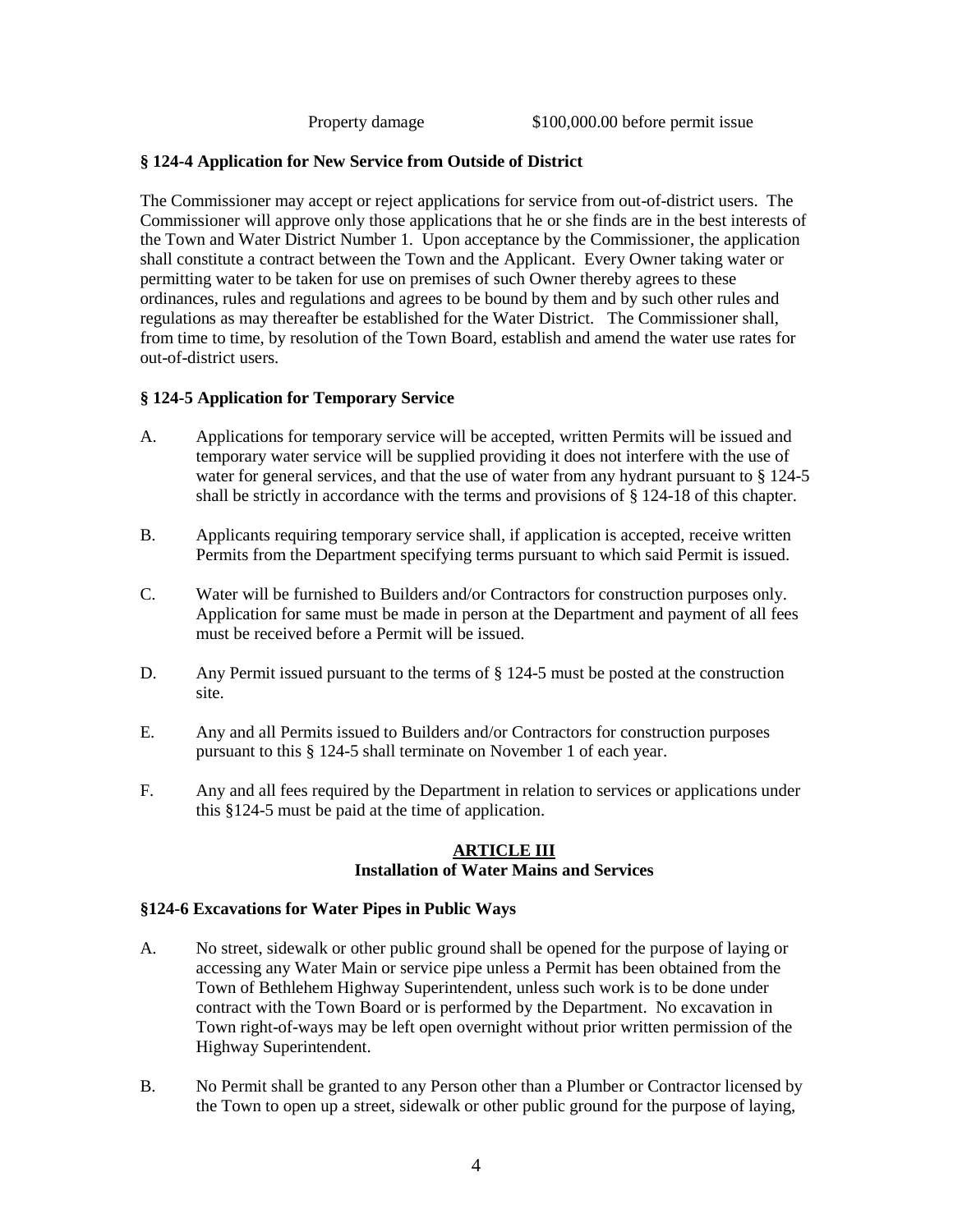Property damage $100,000.00 before permit issue

### § 124-4 Application for New Service from Outside of District

The Commissioner may accept or reject applications for service from out-of-district users. The Commissioner will approve only those applications that he or she finds are in the best interests of the Town and Water District Number 1. Upon acceptance by the Commissioner, the application shall constitute a contract between the Town and the Applicant. Every Owner taking water or permitting water to be taken for use on premises of such Owner thereby agrees to these ordinances, rules and regulations and agrees to be bound by them and by such other rules and regulations as may thereafter be established for the Water District. The Commissioner shall, from time to time, by resolution of the Town Board, establish and amend the water use rates for out-of-district users.

### § 124-5 Application for Temporary Service

A. Applications for temporary service will be accepted, written Permits will be issued and temporary water service will be supplied providing it does not interfere with the use of water for general services, and that the use of water from any hydrant pursuant to § 124-5 shall be strictly in accordance with the terms and provisions of § 124-18 of this chapter.

B. Applicants requiring temporary service shall, if application is accepted, receive written Permits from the Department specifying terms pursuant to which said Permit is issued.

C. Water will be furnished to Builders and/or Contractors for construction purposes only. Application for same must be made in person at the Department and payment of all fees must be received before a Permit will be issued.

D. Any Permit issued pursuant to the terms of § 124-5 must be posted at the construction site.

E. Any and all Permits issued to Builders and/or Contractors for construction purposes pursuant to this § 124-5 shall terminate on November 1 of each year.

F. Any and all fees required by the Department in relation to services or applications under this §124-5 must be paid at the time of application.

## ARTICLE III
## Installation of Water Mains and Services

### §124-6 Excavations for Water Pipes in Public Ways

A. No street, sidewalk or other public ground shall be opened for the purpose of laying or accessing any Water Main or service pipe unless a Permit has been obtained from the Town of Bethlehem Highway Superintendent, unless such work is to be done under contract with the Town Board or is performed by the Department. No excavation in Town right-of-ways may be left open overnight without prior written permission of the Highway Superintendent.

B. No Permit shall be granted to any Person other than a Plumber or Contractor licensed by the Town to open up a street, sidewalk or other public ground for the purpose of laying,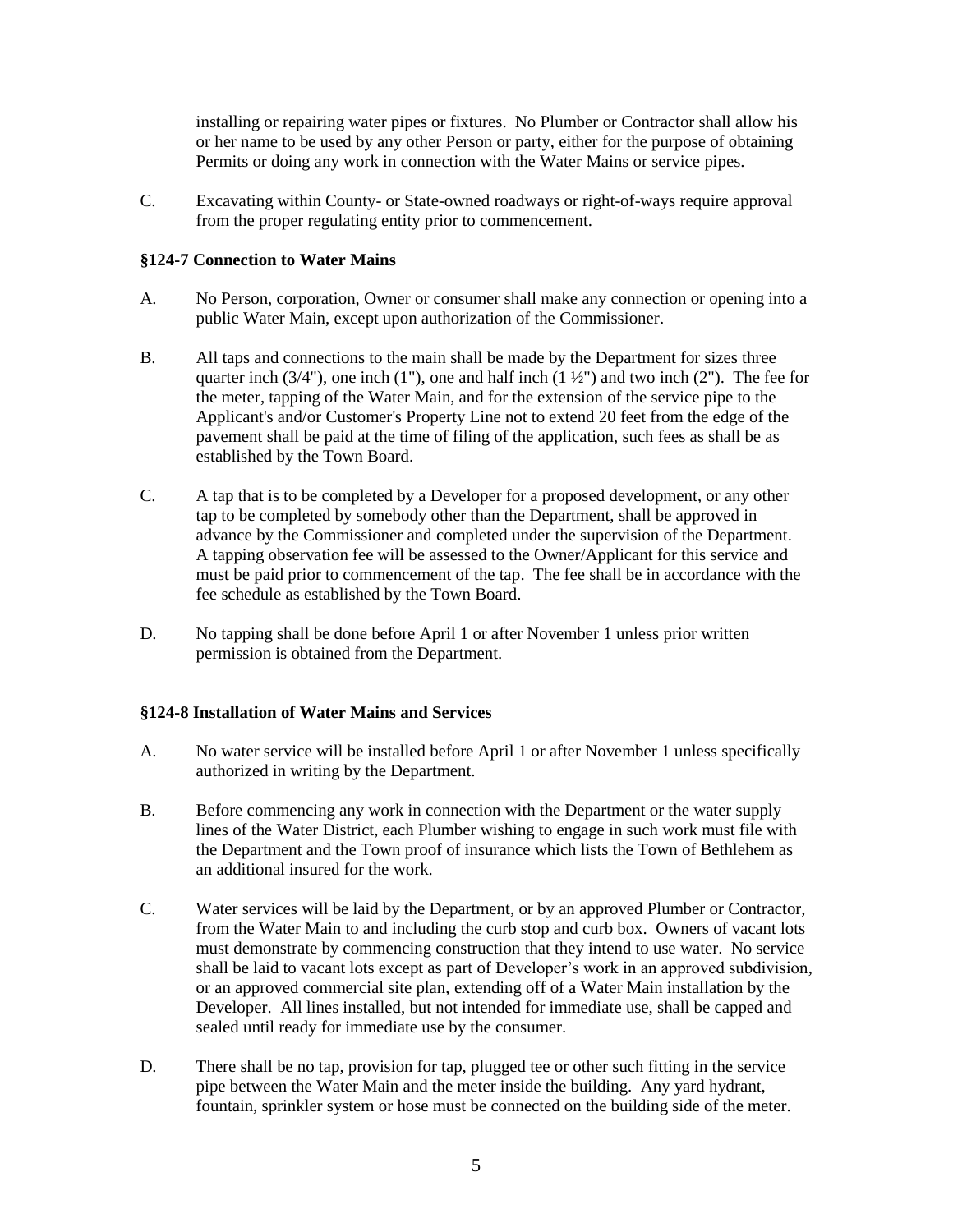installing or repairing water pipes or fixtures. No Plumber or Contractor shall allow his or her name to be used by any other Person or party, either for the purpose of obtaining Permits or doing any work in connection with the Water Mains or service pipes.

C. Excavating within County- or State-owned roadways or right-of-ways require approval from the proper regulating entity prior to commencement.

### §124-7 Connection to Water Mains

A. No Person, corporation, Owner or consumer shall make any connection or opening into a public Water Main, except upon authorization of the Commissioner.

B. All taps and connections to the main shall be made by the Department for sizes three quarter inch (3/4"), one inch (1"), one and half inch (1 ½") and two inch (2"). The fee for the meter, tapping of the Water Main, and for the extension of the service pipe to the Applicant's and/or Customer's Property Line not to extend 20 feet from the edge of the pavement shall be paid at the time of filing of the application, such fees as shall be as established by the Town Board.

C. A tap that is to be completed by a Developer for a proposed development, or any other tap to be completed by somebody other than the Department, shall be approved in advance by the Commissioner and completed under the supervision of the Department. A tapping observation fee will be assessed to the Owner/Applicant for this service and must be paid prior to commencement of the tap. The fee shall be in accordance with the fee schedule as established by the Town Board.

D. No tapping shall be done before April 1 or after November 1 unless prior written permission is obtained from the Department.

### §124-8 Installation of Water Mains and Services

A. No water service will be installed before April 1 or after November 1 unless specifically authorized in writing by the Department.

B. Before commencing any work in connection with the Department or the water supply lines of the Water District, each Plumber wishing to engage in such work must file with the Department and the Town proof of insurance which lists the Town of Bethlehem as an additional insured for the work.

C. Water services will be laid by the Department, or by an approved Plumber or Contractor, from the Water Main to and including the curb stop and curb box. Owners of vacant lots must demonstrate by commencing construction that they intend to use water. No service shall be laid to vacant lots except as part of Developer's work in an approved subdivision, or an approved commercial site plan, extending off of a Water Main installation by the Developer. All lines installed, but not intended for immediate use, shall be capped and sealed until ready for immediate use by the consumer.

D. There shall be no tap, provision for tap, plugged tee or other such fitting in the service pipe between the Water Main and the meter inside the building. Any yard hydrant, fountain, sprinkler system or hose must be connected on the building side of the meter.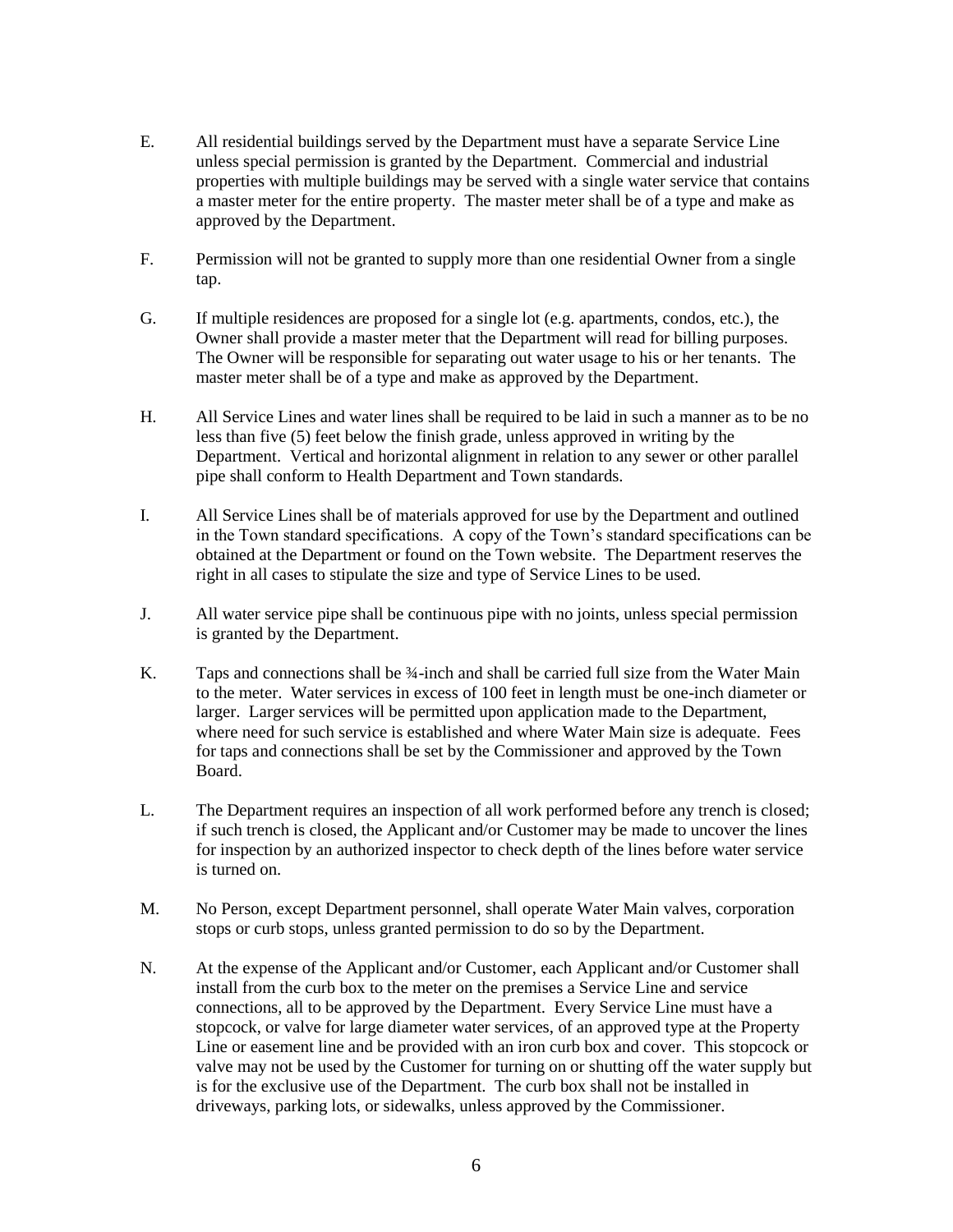E. All residential buildings served by the Department must have a separate Service Line unless special permission is granted by the Department. Commercial and industrial properties with multiple buildings may be served with a single water service that contains a master meter for the entire property. The master meter shall be of a type and make as approved by the Department.

F. Permission will not be granted to supply more than one residential Owner from a single tap.

G. If multiple residences are proposed for a single lot (e.g. apartments, condos, etc.), the Owner shall provide a master meter that the Department will read for billing purposes. The Owner will be responsible for separating out water usage to his or her tenants. The master meter shall be of a type and make as approved by the Department.

H. All Service Lines and water lines shall be required to be laid in such a manner as to be no less than five (5) feet below the finish grade, unless approved in writing by the Department. Vertical and horizontal alignment in relation to any sewer or other parallel pipe shall conform to Health Department and Town standards.

I. All Service Lines shall be of materials approved for use by the Department and outlined in the Town standard specifications. A copy of the Town's standard specifications can be obtained at the Department or found on the Town website. The Department reserves the right in all cases to stipulate the size and type of Service Lines to be used.

J. All water service pipe shall be continuous pipe with no joints, unless special permission is granted by the Department.

K. Taps and connections shall be ¾-inch and shall be carried full size from the Water Main to the meter. Water services in excess of 100 feet in length must be one-inch diameter or larger. Larger services will be permitted upon application made to the Department, where need for such service is established and where Water Main size is adequate. Fees for taps and connections shall be set by the Commissioner and approved by the Town Board.

L. The Department requires an inspection of all work performed before any trench is closed; if such trench is closed, the Applicant and/or Customer may be made to uncover the lines for inspection by an authorized inspector to check depth of the lines before water service is turned on.

M. No Person, except Department personnel, shall operate Water Main valves, corporation stops or curb stops, unless granted permission to do so by the Department.

N. At the expense of the Applicant and/or Customer, each Applicant and/or Customer shall install from the curb box to the meter on the premises a Service Line and service connections, all to be approved by the Department. Every Service Line must have a stopcock, or valve for large diameter water services, of an approved type at the Property Line or easement line and be provided with an iron curb box and cover. This stopcock or valve may not be used by the Customer for turning on or shutting off the water supply but is for the exclusive use of the Department. The curb box shall not be installed in driveways, parking lots, or sidewalks, unless approved by the Commissioner.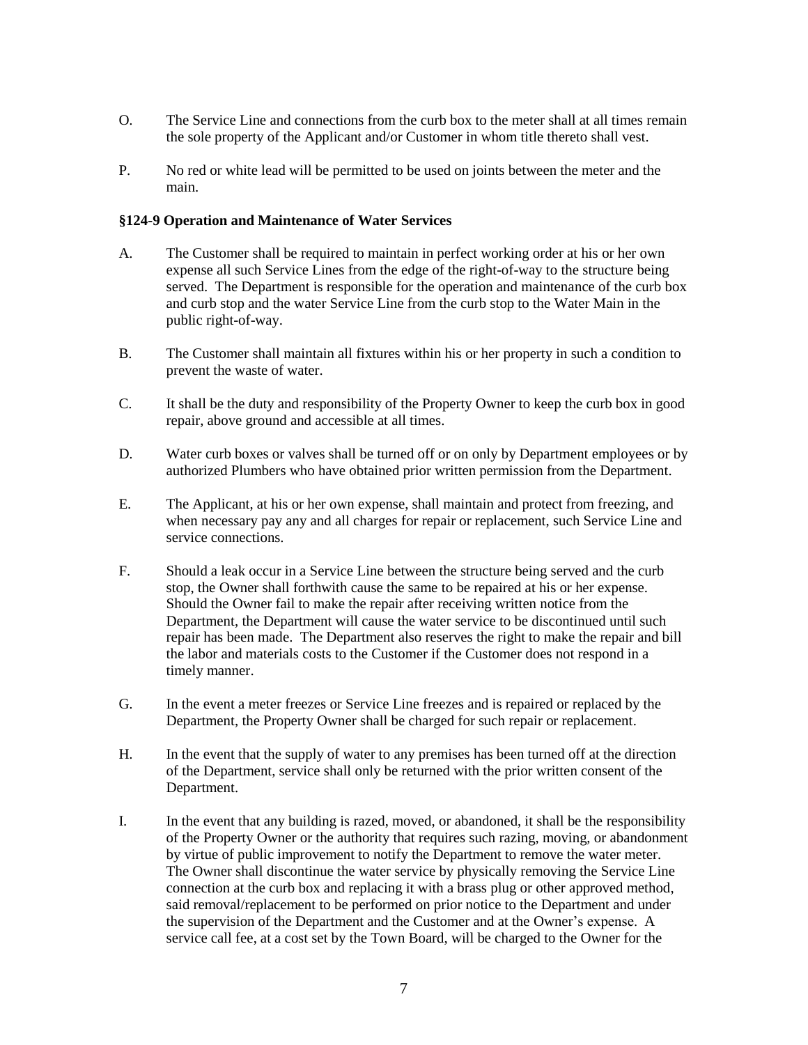O. The Service Line and connections from the curb box to the meter shall at all times remain the sole property of the Applicant and/or Customer in whom title thereto shall vest.

P. No red or white lead will be permitted to be used on joints between the meter and the main.

**§124-9 Operation and Maintenance of Water Services**

A. The Customer shall be required to maintain in perfect working order at his or her own expense all such Service Lines from the edge of the right-of-way to the structure being served. The Department is responsible for the operation and maintenance of the curb box and curb stop and the water Service Line from the curb stop to the Water Main in the public right-of-way.

B. The Customer shall maintain all fixtures within his or her property in such a condition to prevent the waste of water.

C. It shall be the duty and responsibility of the Property Owner to keep the curb box in good repair, above ground and accessible at all times.

D. Water curb boxes or valves shall be turned off or on only by Department employees or by authorized Plumbers who have obtained prior written permission from the Department.

E. The Applicant, at his or her own expense, shall maintain and protect from freezing, and when necessary pay any and all charges for repair or replacement, such Service Line and service connections.

F. Should a leak occur in a Service Line between the structure being served and the curb stop, the Owner shall forthwith cause the same to be repaired at his or her expense. Should the Owner fail to make the repair after receiving written notice from the Department, the Department will cause the water service to be discontinued until such repair has been made. The Department also reserves the right to make the repair and bill the labor and materials costs to the Customer if the Customer does not respond in a timely manner.

G. In the event a meter freezes or Service Line freezes and is repaired or replaced by the Department, the Property Owner shall be charged for such repair or replacement.

H. In the event that the supply of water to any premises has been turned off at the direction of the Department, service shall only be returned with the prior written consent of the Department.

I. In the event that any building is razed, moved, or abandoned, it shall be the responsibility of the Property Owner or the authority that requires such razing, moving, or abandonment by virtue of public improvement to notify the Department to remove the water meter. The Owner shall discontinue the water service by physically removing the Service Line connection at the curb box and replacing it with a brass plug or other approved method, said removal/replacement to be performed on prior notice to the Department and under the supervision of the Department and the Customer and at the Owner's expense. A service call fee, at a cost set by the Town Board, will be charged to the Owner for the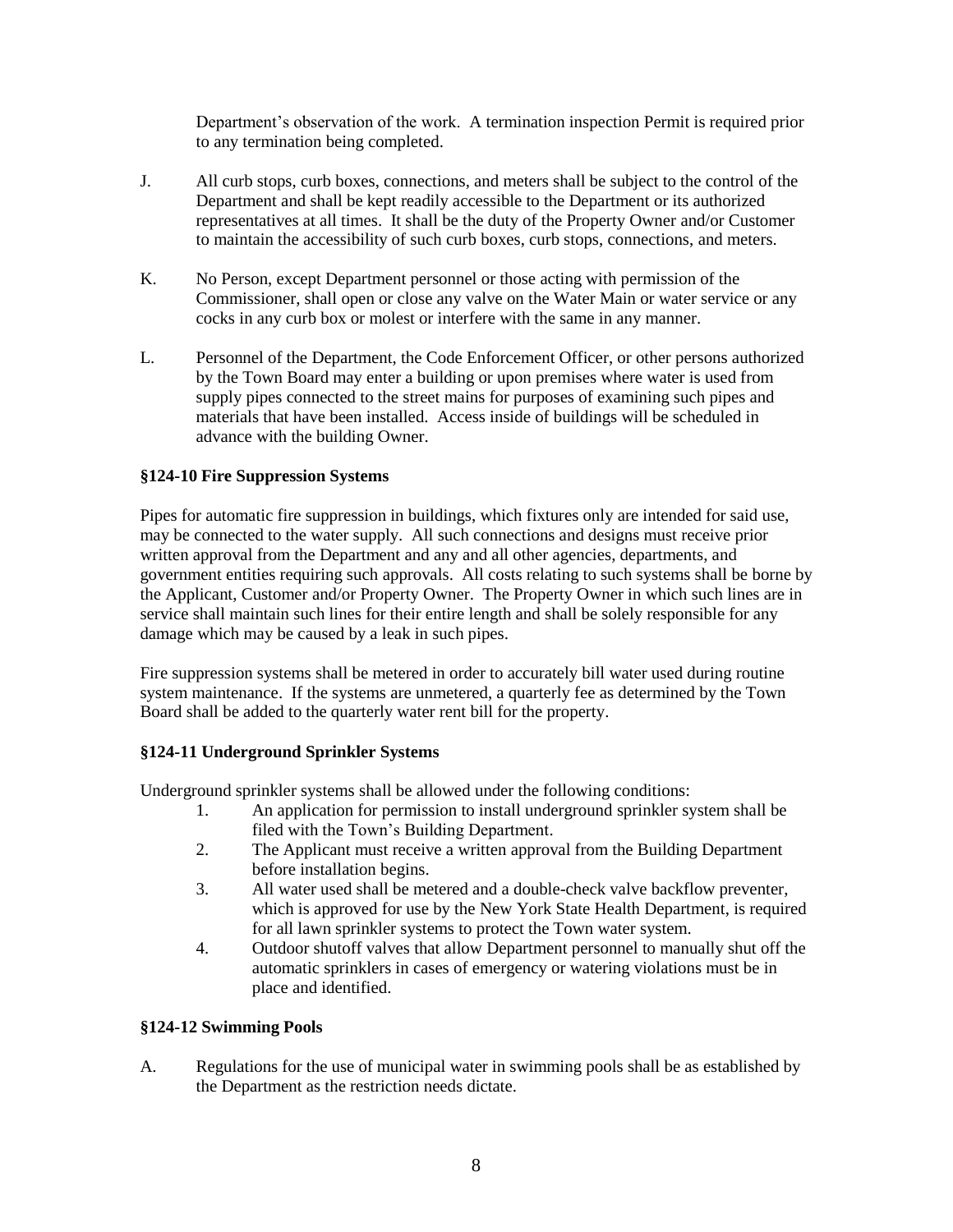Department's observation of the work. A termination inspection Permit is required prior to any termination being completed.

J. All curb stops, curb boxes, connections, and meters shall be subject to the control of the Department and shall be kept readily accessible to the Department or its authorized representatives at all times. It shall be the duty of the Property Owner and/or Customer to maintain the accessibility of such curb boxes, curb stops, connections, and meters.

K. No Person, except Department personnel or those acting with permission of the Commissioner, shall open or close any valve on the Water Main or water service or any cocks in any curb box or molest or interfere with the same in any manner.

L. Personnel of the Department, the Code Enforcement Officer, or other persons authorized by the Town Board may enter a building or upon premises where water is used from supply pipes connected to the street mains for purposes of examining such pipes and materials that have been installed. Access inside of buildings will be scheduled in advance with the building Owner.

**§124-10 Fire Suppression Systems**

Pipes for automatic fire suppression in buildings, which fixtures only are intended for said use, may be connected to the water supply. All such connections and designs must receive prior written approval from the Department and any and all other agencies, departments, and government entities requiring such approvals. All costs relating to such systems shall be borne by the Applicant, Customer and/or Property Owner. The Property Owner in which such lines are in service shall maintain such lines for their entire length and shall be solely responsible for any damage which may be caused by a leak in such pipes.

Fire suppression systems shall be metered in order to accurately bill water used during routine system maintenance. If the systems are unmetered, a quarterly fee as determined by the Town Board shall be added to the quarterly water rent bill for the property.

**§124-11 Underground Sprinkler Systems**

Underground sprinkler systems shall be allowed under the following conditions:

1. An application for permission to install underground sprinkler system shall be filed with the Town's Building Department.
2. The Applicant must receive a written approval from the Building Department before installation begins.
3. All water used shall be metered and a double-check valve backflow preventer, which is approved for use by the New York State Health Department, is required for all lawn sprinkler systems to protect the Town water system.
4. Outdoor shutoff valves that allow Department personnel to manually shut off the automatic sprinklers in cases of emergency or watering violations must be in place and identified.

**§124-12 Swimming Pools**

A. Regulations for the use of municipal water in swimming pools shall be as established by the Department as the restriction needs dictate.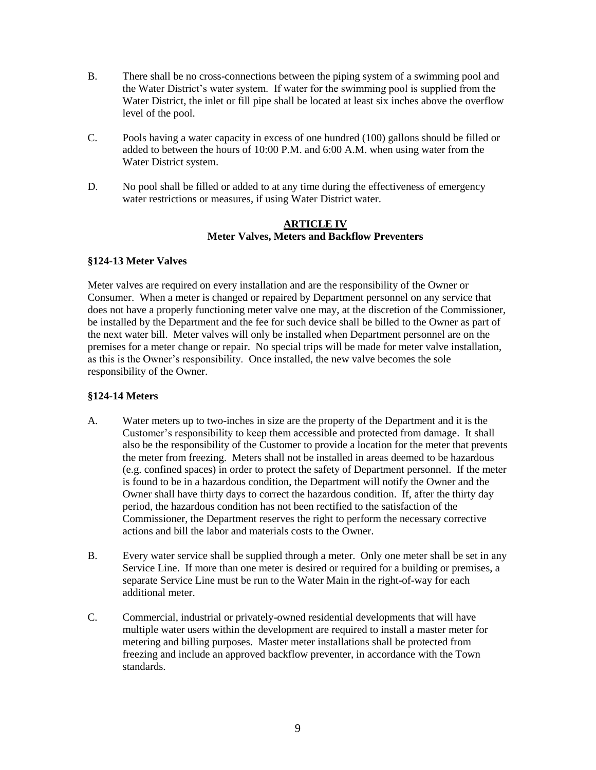B. There shall be no cross-connections between the piping system of a swimming pool and the Water District's water system. If water for the swimming pool is supplied from the Water District, the inlet or fill pipe shall be located at least six inches above the overflow level of the pool.

C. Pools having a water capacity in excess of one hundred (100) gallons should be filled or added to between the hours of 10:00 P.M. and 6:00 A.M. when using water from the Water District system.

D. No pool shall be filled or added to at any time during the effectiveness of emergency water restrictions or measures, if using Water District water.

## ARTICLE IV
## Meter Valves, Meters and Backflow Preventers

### §124-13 Meter Valves

Meter valves are required on every installation and are the responsibility of the Owner or Consumer. When a meter is changed or repaired by Department personnel on any service that does not have a properly functioning meter valve one may, at the discretion of the Commissioner, be installed by the Department and the fee for such device shall be billed to the Owner as part of the next water bill. Meter valves will only be installed when Department personnel are on the premises for a meter change or repair. No special trips will be made for meter valve installation, as this is the Owner's responsibility. Once installed, the new valve becomes the sole responsibility of the Owner.

### §124-14 Meters

A. Water meters up to two-inches in size are the property of the Department and it is the Customer's responsibility to keep them accessible and protected from damage. It shall also be the responsibility of the Customer to provide a location for the meter that prevents the meter from freezing. Meters shall not be installed in areas deemed to be hazardous (e.g. confined spaces) in order to protect the safety of Department personnel. If the meter is found to be in a hazardous condition, the Department will notify the Owner and the Owner shall have thirty days to correct the hazardous condition. If, after the thirty day period, the hazardous condition has not been rectified to the satisfaction of the Commissioner, the Department reserves the right to perform the necessary corrective actions and bill the labor and materials costs to the Owner.

B. Every water service shall be supplied through a meter. Only one meter shall be set in any Service Line. If more than one meter is desired or required for a building or premises, a separate Service Line must be run to the Water Main in the right-of-way for each additional meter.

C. Commercial, industrial or privately-owned residential developments that will have multiple water users within the development are required to install a master meter for metering and billing purposes. Master meter installations shall be protected from freezing and include an approved backflow preventer, in accordance with the Town standards.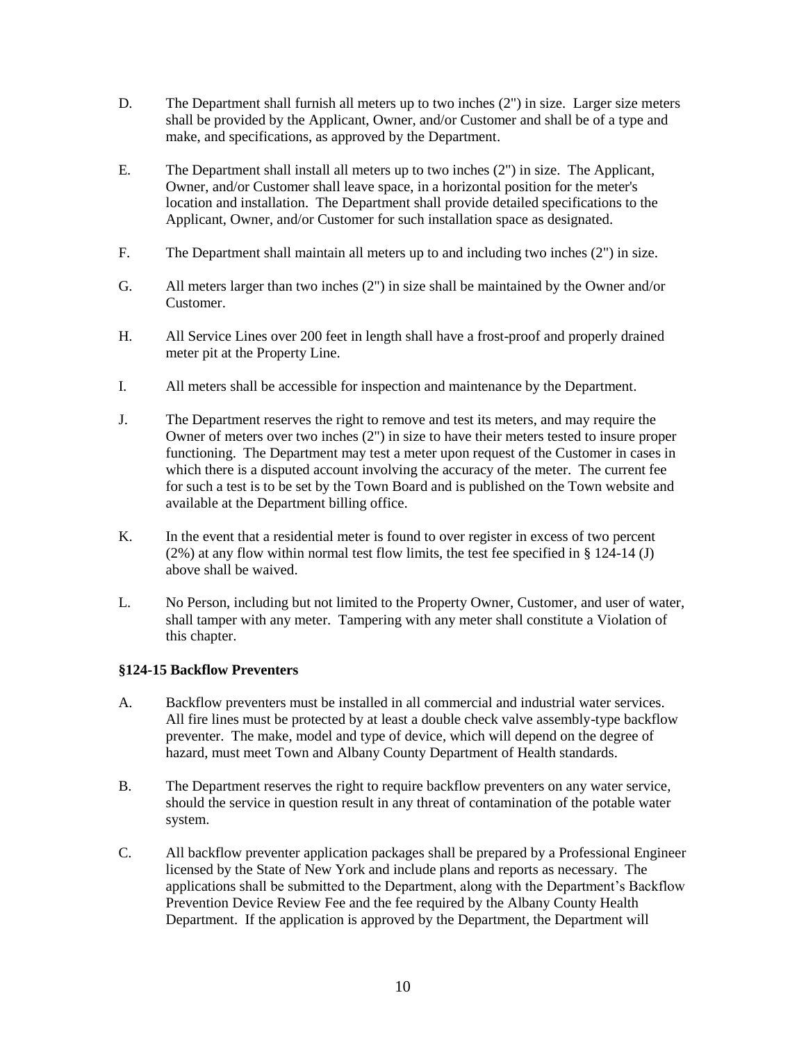D. The Department shall furnish all meters up to two inches (2") in size. Larger size meters shall be provided by the Applicant, Owner, and/or Customer and shall be of a type and make, and specifications, as approved by the Department.

E. The Department shall install all meters up to two inches (2") in size. The Applicant, Owner, and/or Customer shall leave space, in a horizontal position for the meter's location and installation. The Department shall provide detailed specifications to the Applicant, Owner, and/or Customer for such installation space as designated.

F. The Department shall maintain all meters up to and including two inches (2") in size.

G. All meters larger than two inches (2") in size shall be maintained by the Owner and/or Customer.

H. All Service Lines over 200 feet in length shall have a frost-proof and properly drained meter pit at the Property Line.

I. All meters shall be accessible for inspection and maintenance by the Department.

J. The Department reserves the right to remove and test its meters, and may require the Owner of meters over two inches (2") in size to have their meters tested to insure proper functioning. The Department may test a meter upon request of the Customer in cases in which there is a disputed account involving the accuracy of the meter. The current fee for such a test is to be set by the Town Board and is published on the Town website and available at the Department billing office.

K. In the event that a residential meter is found to over register in excess of two percent (2%) at any flow within normal test flow limits, the test fee specified in § 124-14 (J) above shall be waived.

L. No Person, including but not limited to the Property Owner, Customer, and user of water, shall tamper with any meter. Tampering with any meter shall constitute a Violation of this chapter.

**§124-15 Backflow Preventers**

A. Backflow preventers must be installed in all commercial and industrial water services. All fire lines must be protected by at least a double check valve assembly-type backflow preventer. The make, model and type of device, which will depend on the degree of hazard, must meet Town and Albany County Department of Health standards.

B. The Department reserves the right to require backflow preventers on any water service, should the service in question result in any threat of contamination of the potable water system.

C. All backflow preventer application packages shall be prepared by a Professional Engineer licensed by the State of New York and include plans and reports as necessary. The applications shall be submitted to the Department, along with the Department's Backflow Prevention Device Review Fee and the fee required by the Albany County Health Department. If the application is approved by the Department, the Department will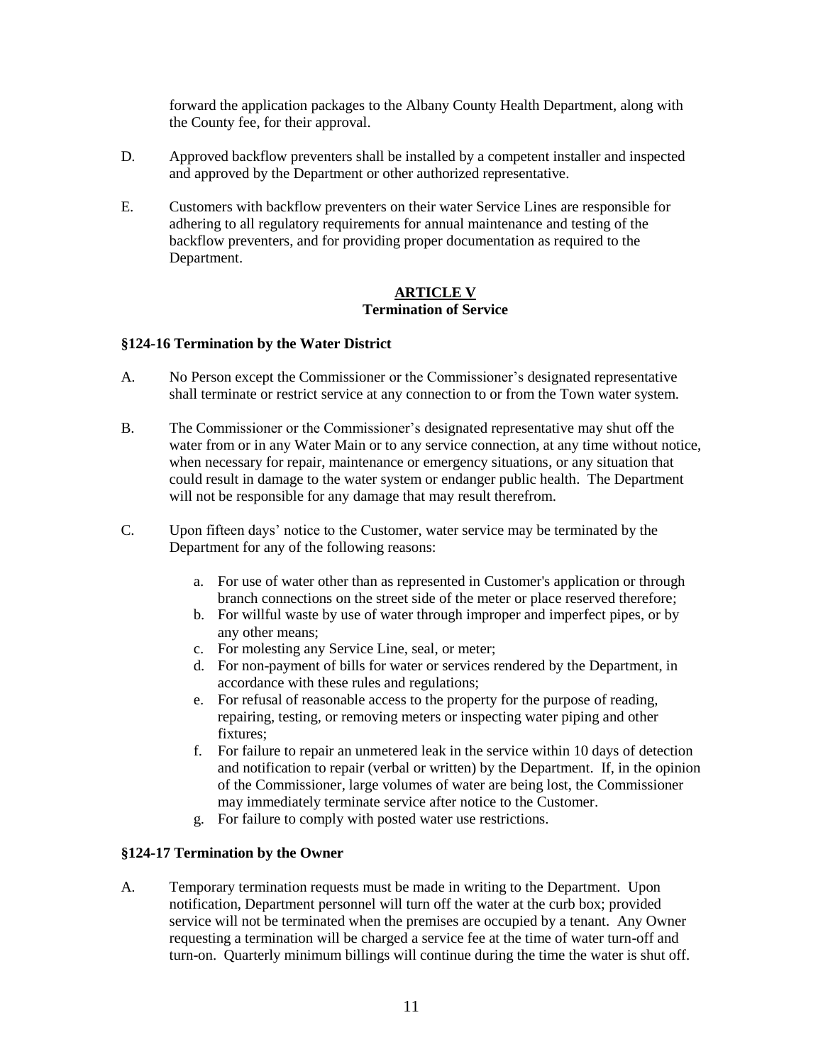forward the application packages to the Albany County Health Department, along with the County fee, for their approval.

D. Approved backflow preventers shall be installed by a competent installer and inspected and approved by the Department or other authorized representative.

E. Customers with backflow preventers on their water Service Lines are responsible for adhering to all regulatory requirements for annual maintenance and testing of the backflow preventers, and for providing proper documentation as required to the Department.

## ARTICLE V
## Termination of Service

### §124-16 Termination by the Water District

A. No Person except the Commissioner or the Commissioner's designated representative shall terminate or restrict service at any connection to or from the Town water system.

B. The Commissioner or the Commissioner's designated representative may shut off the water from or in any Water Main or to any service connection, at any time without notice, when necessary for repair, maintenance or emergency situations, or any situation that could result in damage to the water system or endanger public health. The Department will not be responsible for any damage that may result therefrom.

C. Upon fifteen days' notice to the Customer, water service may be terminated by the Department for any of the following reasons:

   a. For use of water other than as represented in Customer's application or through branch connections on the street side of the meter or place reserved therefore;
   b. For willful waste by use of water through improper and imperfect pipes, or by any other means;
   c. For molesting any Service Line, seal, or meter;
   d. For non-payment of bills for water or services rendered by the Department, in accordance with these rules and regulations;
   e. For refusal of reasonable access to the property for the purpose of reading, repairing, testing, or removing meters or inspecting water piping and other fixtures;
   f. For failure to repair an unmetered leak in the service within 10 days of detection and notification to repair (verbal or written) by the Department. If, in the opinion of the Commissioner, large volumes of water are being lost, the Commissioner may immediately terminate service after notice to the Customer.
   g. For failure to comply with posted water use restrictions.

### §124-17 Termination by the Owner

A. Temporary termination requests must be made in writing to the Department. Upon notification, Department personnel will turn off the water at the curb box; provided service will not be terminated when the premises are occupied by a tenant. Any Owner requesting a termination will be charged a service fee at the time of water turn-off and turn-on. Quarterly minimum billings will continue during the time the water is shut off.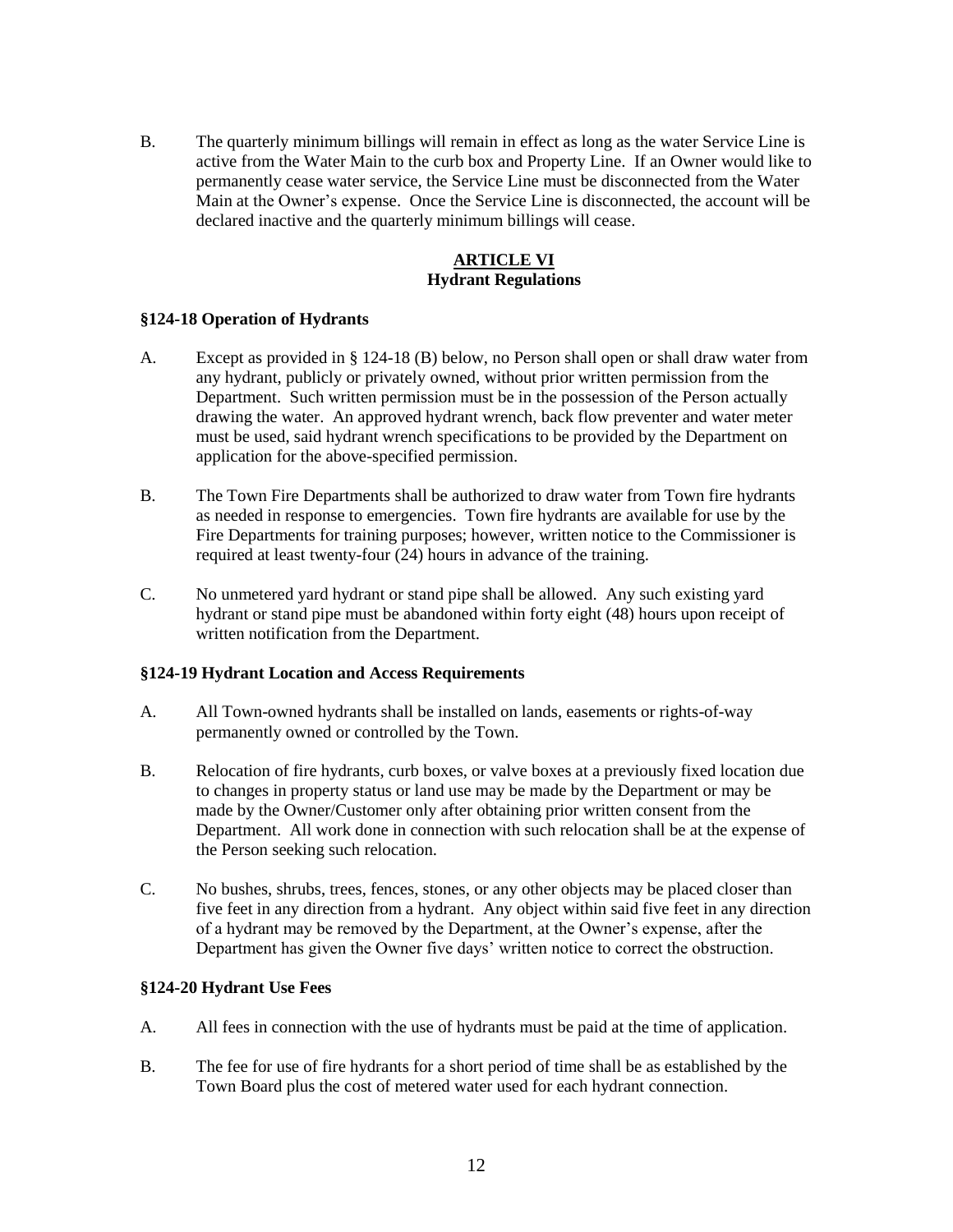B. The quarterly minimum billings will remain in effect as long as the water Service Line is active from the Water Main to the curb box and Property Line. If an Owner would like to permanently cease water service, the Service Line must be disconnected from the Water Main at the Owner's expense. Once the Service Line is disconnected, the account will be declared inactive and the quarterly minimum billings will cease.

## ARTICLE VI
## Hydrant Regulations

### §124-18 Operation of Hydrants

A. Except as provided in § 124-18 (B) below, no Person shall open or shall draw water from any hydrant, publicly or privately owned, without prior written permission from the Department. Such written permission must be in the possession of the Person actually drawing the water. An approved hydrant wrench, back flow preventer and water meter must be used, said hydrant wrench specifications to be provided by the Department on application for the above-specified permission.

B. The Town Fire Departments shall be authorized to draw water from Town fire hydrants as needed in response to emergencies. Town fire hydrants are available for use by the Fire Departments for training purposes; however, written notice to the Commissioner is required at least twenty-four (24) hours in advance of the training.

C. No unmetered yard hydrant or stand pipe shall be allowed. Any such existing yard hydrant or stand pipe must be abandoned within forty eight (48) hours upon receipt of written notification from the Department.

### §124-19 Hydrant Location and Access Requirements

A. All Town-owned hydrants shall be installed on lands, easements or rights-of-way permanently owned or controlled by the Town.

B. Relocation of fire hydrants, curb boxes, or valve boxes at a previously fixed location due to changes in property status or land use may be made by the Department or may be made by the Owner/Customer only after obtaining prior written consent from the Department. All work done in connection with such relocation shall be at the expense of the Person seeking such relocation.

C. No bushes, shrubs, trees, fences, stones, or any other objects may be placed closer than five feet in any direction from a hydrant. Any object within said five feet in any direction of a hydrant may be removed by the Department, at the Owner's expense, after the Department has given the Owner five days' written notice to correct the obstruction.

### §124-20 Hydrant Use Fees

A. All fees in connection with the use of hydrants must be paid at the time of application.

B. The fee for use of fire hydrants for a short period of time shall be as established by the Town Board plus the cost of metered water used for each hydrant connection.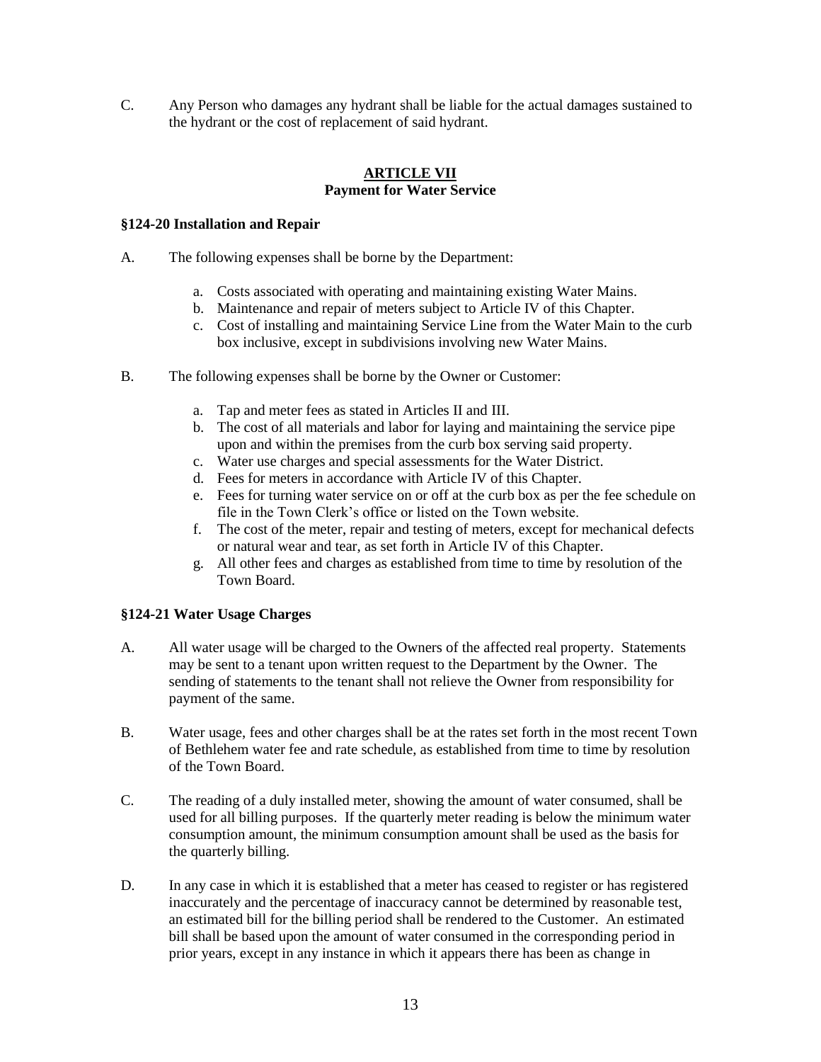C. Any Person who damages any hydrant shall be liable for the actual damages sustained to the hydrant or the cost of replacement of said hydrant.

## ARTICLE VII
## Payment for Water Service

### §124-20 Installation and Repair

A. The following expenses shall be borne by the Department:

   a. Costs associated with operating and maintaining existing Water Mains.
   b. Maintenance and repair of meters subject to Article IV of this Chapter.
   c. Cost of installing and maintaining Service Line from the Water Main to the curb box inclusive, except in subdivisions involving new Water Mains.

B. The following expenses shall be borne by the Owner or Customer:

   a. Tap and meter fees as stated in Articles II and III.
   b. The cost of all materials and labor for laying and maintaining the service pipe upon and within the premises from the curb box serving said property.
   c. Water use charges and special assessments for the Water District.
   d. Fees for meters in accordance with Article IV of this Chapter.
   e. Fees for turning water service on or off at the curb box as per the fee schedule on file in the Town Clerk's office or listed on the Town website.
   f. The cost of the meter, repair and testing of meters, except for mechanical defects or natural wear and tear, as set forth in Article IV of this Chapter.
   g. All other fees and charges as established from time to time by resolution of the Town Board.

### §124-21 Water Usage Charges

A. All water usage will be charged to the Owners of the affected real property. Statements may be sent to a tenant upon written request to the Department by the Owner. The sending of statements to the tenant shall not relieve the Owner from responsibility for payment of the same.

B. Water usage, fees and other charges shall be at the rates set forth in the most recent Town of Bethlehem water fee and rate schedule, as established from time to time by resolution of the Town Board.

C. The reading of a duly installed meter, showing the amount of water consumed, shall be used for all billing purposes. If the quarterly meter reading is below the minimum water consumption amount, the minimum consumption amount shall be used as the basis for the quarterly billing.

D. In any case in which it is established that a meter has ceased to register or has registered inaccurately and the percentage of inaccuracy cannot be determined by reasonable test, an estimated bill for the billing period shall be rendered to the Customer. An estimated bill shall be based upon the amount of water consumed in the corresponding period in prior years, except in any instance in which it appears there has been as change in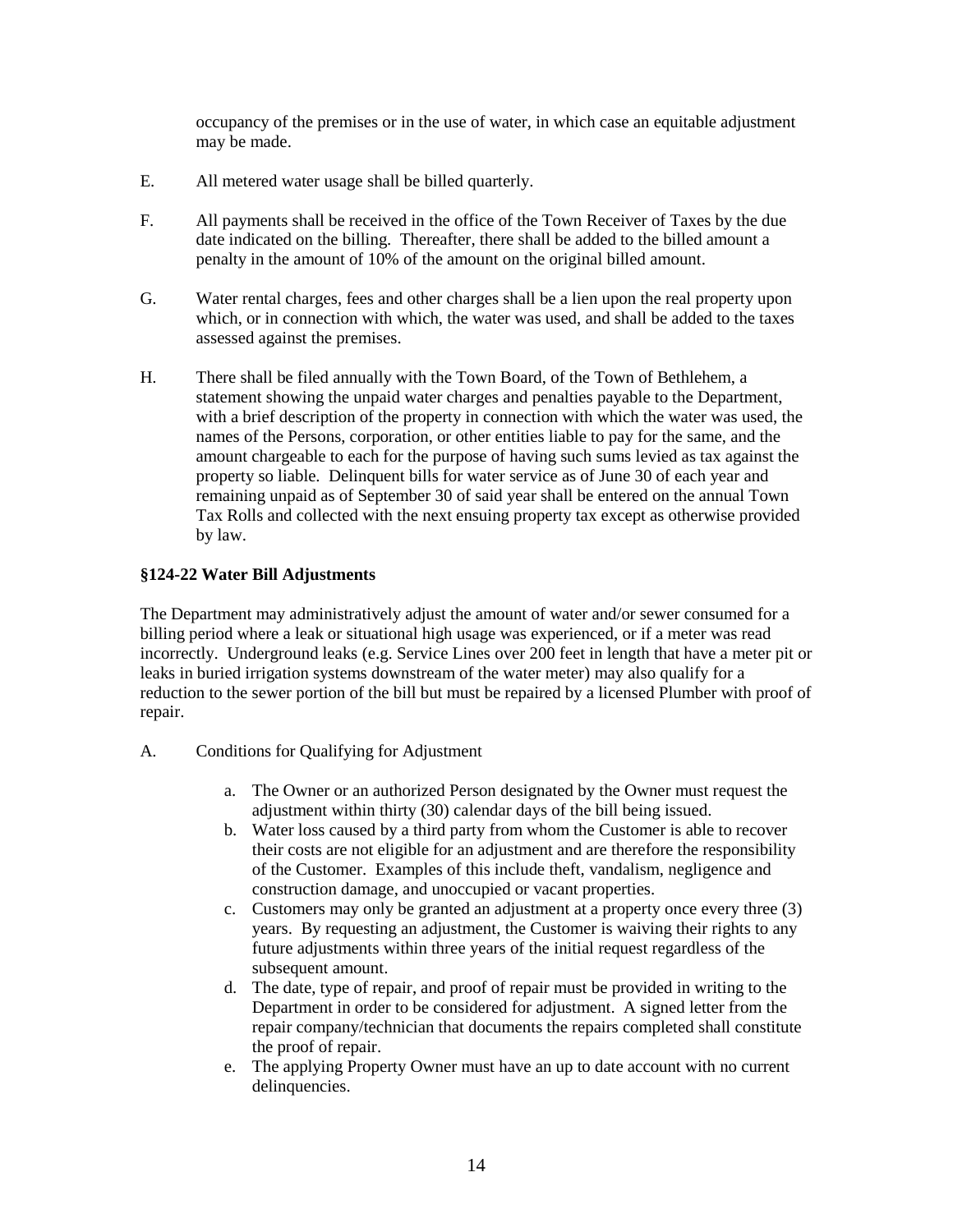occupancy of the premises or in the use of water, in which case an equitable adjustment may be made.

E. All metered water usage shall be billed quarterly.

F. All payments shall be received in the office of the Town Receiver of Taxes by the due date indicated on the billing. Thereafter, there shall be added to the billed amount a penalty in the amount of 10% of the amount on the original billed amount.

G. Water rental charges, fees and other charges shall be a lien upon the real property upon which, or in connection with which, the water was used, and shall be added to the taxes assessed against the premises.

H. There shall be filed annually with the Town Board, of the Town of Bethlehem, a statement showing the unpaid water charges and penalties payable to the Department, with a brief description of the property in connection with which the water was used, the names of the Persons, corporation, or other entities liable to pay for the same, and the amount chargeable to each for the purpose of having such sums levied as tax against the property so liable. Delinquent bills for water service as of June 30 of each year and remaining unpaid as of September 30 of said year shall be entered on the annual Town Tax Rolls and collected with the next ensuing property tax except as otherwise provided by law.

**§124-22 Water Bill Adjustments**

The Department may administratively adjust the amount of water and/or sewer consumed for a billing period where a leak or situational high usage was experienced, or if a meter was read incorrectly. Underground leaks (e.g. Service Lines over 200 feet in length that have a meter pit or leaks in buried irrigation systems downstream of the water meter) may also qualify for a reduction to the sewer portion of the bill but must be repaired by a licensed Plumber with proof of repair.

A. Conditions for Qualifying for Adjustment

   a. The Owner or an authorized Person designated by the Owner must request the adjustment within thirty (30) calendar days of the bill being issued.
   b. Water loss caused by a third party from whom the Customer is able to recover their costs are not eligible for an adjustment and are therefore the responsibility of the Customer. Examples of this include theft, vandalism, negligence and construction damage, and unoccupied or vacant properties.
   c. Customers may only be granted an adjustment at a property once every three (3) years. By requesting an adjustment, the Customer is waiving their rights to any future adjustments within three years of the initial request regardless of the subsequent amount.
   d. The date, type of repair, and proof of repair must be provided in writing to the Department in order to be considered for adjustment. A signed letter from the repair company/technician that documents the repairs completed shall constitute the proof of repair.
   e. The applying Property Owner must have an up to date account with no current delinquencies.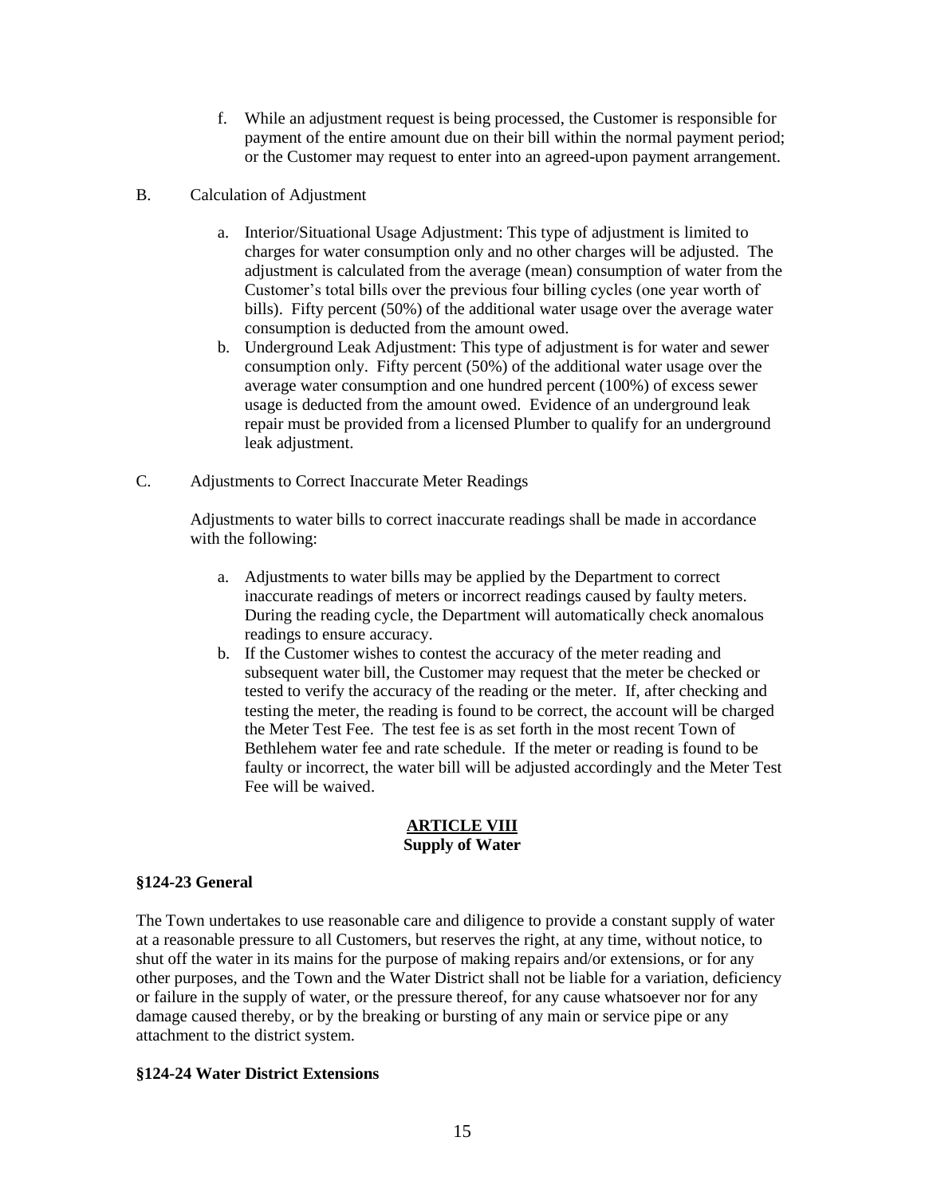f. While an adjustment request is being processed, the Customer is responsible for payment of the entire amount due on their bill within the normal payment period; or the Customer may request to enter into an agreed-upon payment arrangement.

B. Calculation of Adjustment

a. Interior/Situational Usage Adjustment: This type of adjustment is limited to charges for water consumption only and no other charges will be adjusted. The adjustment is calculated from the average (mean) consumption of water from the Customer's total bills over the previous four billing cycles (one year worth of bills). Fifty percent (50%) of the additional water usage over the average water consumption is deducted from the amount owed.

b. Underground Leak Adjustment: This type of adjustment is for water and sewer consumption only. Fifty percent (50%) of the additional water usage over the average water consumption and one hundred percent (100%) of excess sewer usage is deducted from the amount owed. Evidence of an underground leak repair must be provided from a licensed Plumber to qualify for an underground leak adjustment.

C. Adjustments to Correct Inaccurate Meter Readings

Adjustments to water bills to correct inaccurate readings shall be made in accordance with the following:

a. Adjustments to water bills may be applied by the Department to correct inaccurate readings of meters or incorrect readings caused by faulty meters. During the reading cycle, the Department will automatically check anomalous readings to ensure accuracy.

b. If the Customer wishes to contest the accuracy of the meter reading and subsequent water bill, the Customer may request that the meter be checked or tested to verify the accuracy of the reading or the meter. If, after checking and testing the meter, the reading is found to be correct, the account will be charged the Meter Test Fee. The test fee is as set forth in the most recent Town of Bethlehem water fee and rate schedule. If the meter or reading is found to be faulty or incorrect, the water bill will be adjusted accordingly and the Meter Test Fee will be waived.

## ARTICLE VIII
**Supply of Water**

### §124-23 General

The Town undertakes to use reasonable care and diligence to provide a constant supply of water at a reasonable pressure to all Customers, but reserves the right, at any time, without notice, to shut off the water in its mains for the purpose of making repairs and/or extensions, or for any other purposes, and the Town and the Water District shall not be liable for a variation, deficiency or failure in the supply of water, or the pressure thereof, for any cause whatsoever nor for any damage caused thereby, or by the breaking or bursting of any main or service pipe or any attachment to the district system.

### §124-24 Water District Extensions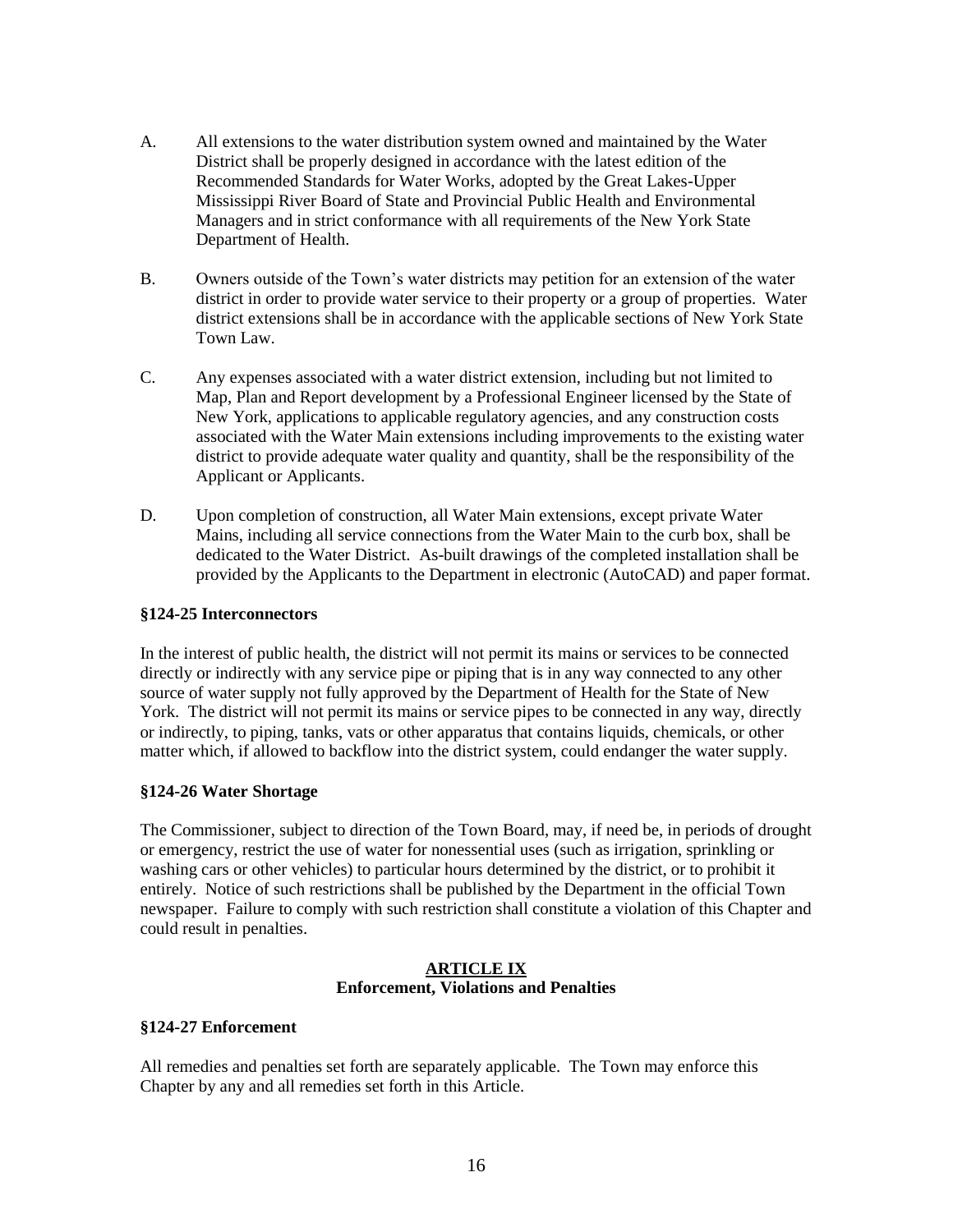A. All extensions to the water distribution system owned and maintained by the Water District shall be properly designed in accordance with the latest edition of the Recommended Standards for Water Works, adopted by the Great Lakes-Upper Mississippi River Board of State and Provincial Public Health and Environmental Managers and in strict conformance with all requirements of the New York State Department of Health.

B. Owners outside of the Town's water districts may petition for an extension of the water district in order to provide water service to their property or a group of properties. Water district extensions shall be in accordance with the applicable sections of New York State Town Law.

C. Any expenses associated with a water district extension, including but not limited to Map, Plan and Report development by a Professional Engineer licensed by the State of New York, applications to applicable regulatory agencies, and any construction costs associated with the Water Main extensions including improvements to the existing water district to provide adequate water quality and quantity, shall be the responsibility of the Applicant or Applicants.

D. Upon completion of construction, all Water Main extensions, except private Water Mains, including all service connections from the Water Main to the curb box, shall be dedicated to the Water District. As-built drawings of the completed installation shall be provided by the Applicants to the Department in electronic (AutoCAD) and paper format.

**§124-25 Interconnectors**

In the interest of public health, the district will not permit its mains or services to be connected directly or indirectly with any service pipe or piping that is in any way connected to any other source of water supply not fully approved by the Department of Health for the State of New York. The district will not permit its mains or service pipes to be connected in any way, directly or indirectly, to piping, tanks, vats or other apparatus that contains liquids, chemicals, or other matter which, if allowed to backflow into the district system, could endanger the water supply.

**§124-26 Water Shortage**

The Commissioner, subject to direction of the Town Board, may, if need be, in periods of drought or emergency, restrict the use of water for nonessential uses (such as irrigation, sprinkling or washing cars or other vehicles) to particular hours determined by the district, or to prohibit it entirely. Notice of such restrictions shall be published by the Department in the official Town newspaper. Failure to comply with such restriction shall constitute a violation of this Chapter and could result in penalties.

## ARTICLE IX
## Enforcement, Violations and Penalties

**§124-27 Enforcement**

All remedies and penalties set forth are separately applicable. The Town may enforce this Chapter by any and all remedies set forth in this Article.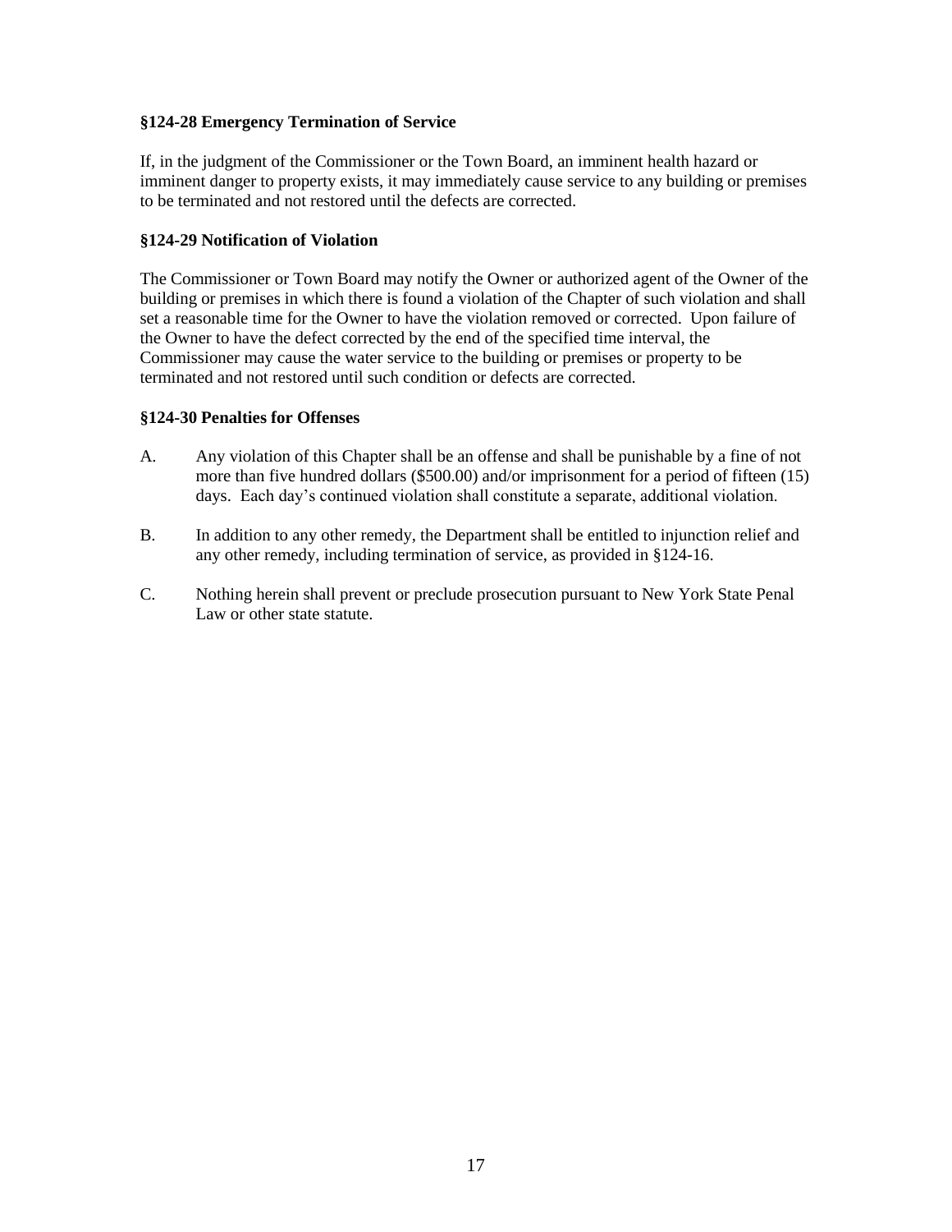**§124-28 Emergency Termination of Service**

If, in the judgment of the Commissioner or the Town Board, an imminent health hazard or imminent danger to property exists, it may immediately cause service to any building or premises to be terminated and not restored until the defects are corrected.

**§124-29 Notification of Violation**

The Commissioner or Town Board may notify the Owner or authorized agent of the Owner of the building or premises in which there is found a violation of the Chapter of such violation and shall set a reasonable time for the Owner to have the violation removed or corrected. Upon failure of the Owner to have the defect corrected by the end of the specified time interval, the Commissioner may cause the water service to the building or premises or property to be terminated and not restored until such condition or defects are corrected.

**§124-30 Penalties for Offenses**

A. Any violation of this Chapter shall be an offense and shall be punishable by a fine of not more than five hundred dollars ($500.00) and/or imprisonment for a period of fifteen (15) days. Each day's continued violation shall constitute a separate, additional violation.

B. In addition to any other remedy, the Department shall be entitled to injunction relief and any other remedy, including termination of service, as provided in §124-16.

C. Nothing herein shall prevent or preclude prosecution pursuant to New York State Penal Law or other state statute.